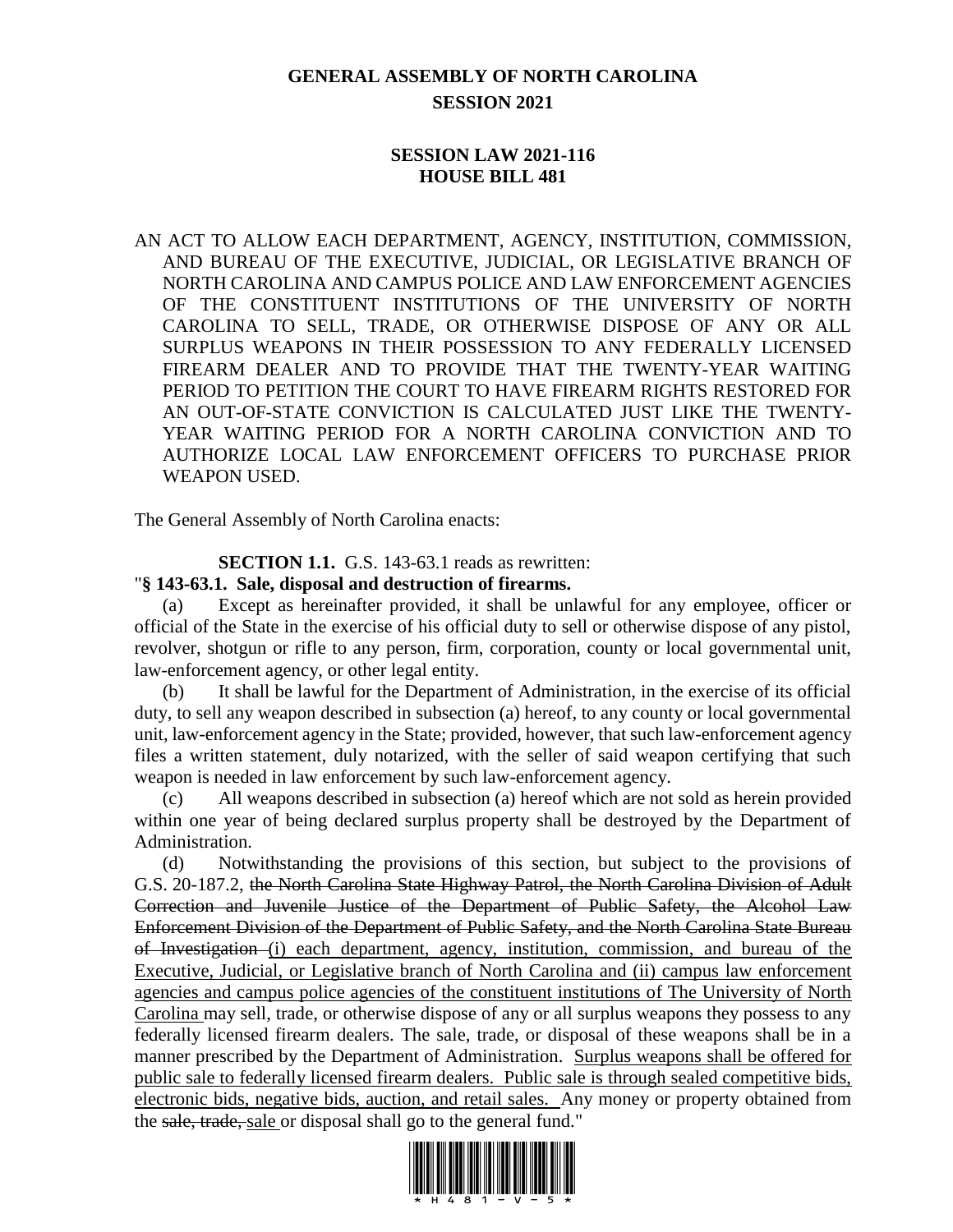# GENERAL ASSEMBLY OF NORTH CAROLINA
## SESSION 2021

## SESSION LAW 2021-116
## HOUSE BILL 481

AN ACT TO ALLOW EACH DEPARTMENT, AGENCY, INSTITUTION, COMMISSION, AND BUREAU OF THE EXECUTIVE, JUDICIAL, OR LEGISLATIVE BRANCH OF NORTH CAROLINA AND CAMPUS POLICE AND LAW ENFORCEMENT AGENCIES OF THE CONSTITUENT INSTITUTIONS OF THE UNIVERSITY OF NORTH CAROLINA TO SELL, TRADE, OR OTHERWISE DISPOSE OF ANY OR ALL SURPLUS WEAPONS IN THEIR POSSESSION TO ANY FEDERALLY LICENSED FIREARM DEALER AND TO PROVIDE THAT THE TWENTY-YEAR WAITING PERIOD TO PETITION THE COURT TO HAVE FIREARM RIGHTS RESTORED FOR AN OUT-OF-STATE CONVICTION IS CALCULATED JUST LIKE THE TWENTY-YEAR WAITING PERIOD FOR A NORTH CAROLINA CONVICTION AND TO AUTHORIZE LOCAL LAW ENFORCEMENT OFFICERS TO PURCHASE PRIOR WEAPON USED.

The General Assembly of North Carolina enacts:

**SECTION 1.1.** G.S. 143-63.1 reads as rewritten:

"**§ 143-63.1. Sale, disposal and destruction of firearms.**

(a) Except as hereinafter provided, it shall be unlawful for any employee, officer or official of the State in the exercise of his official duty to sell or otherwise dispose of any pistol, revolver, shotgun or rifle to any person, firm, corporation, county or local governmental unit, law-enforcement agency, or other legal entity.

(b) It shall be lawful for the Department of Administration, in the exercise of its official duty, to sell any weapon described in subsection (a) hereof, to any county or local governmental unit, law-enforcement agency in the State; provided, however, that such law-enforcement agency files a written statement, duly notarized, with the seller of said weapon certifying that such weapon is needed in law enforcement by such law-enforcement agency.

(c) All weapons described in subsection (a) hereof which are not sold as herein provided within one year of being declared surplus property shall be destroyed by the Department of Administration.

(d) Notwithstanding the provisions of this section, but subject to the provisions of G.S. 20-187.2, ~~the North Carolina State Highway Patrol, the North Carolina Division of Adult Correction and Juvenile Justice of the Department of Public Safety, the Alcohol Law Enforcement Division of the Department of Public Safety, and the North Carolina State Bureau of Investigation~~ <u>(i) each department, agency, institution, commission, and bureau of the Executive, Judicial, or Legislative branch of North Carolina and (ii) campus law enforcement agencies and campus police agencies of the constituent institutions of The University of North Carolina</u> may sell, trade, or otherwise dispose of any or all surplus weapons they possess to any federally licensed firearm dealers. The sale, trade, or disposal of these weapons shall be in a manner prescribed by the Department of Administration. <u>Surplus weapons shall be offered for public sale to federally licensed firearm dealers. Public sale is through sealed competitive bids, electronic bids, negative bids, auction, and retail sales.</u> Any money or property obtained from the ~~sale, trade,~~ <u>sale</u> or disposal shall go to the general fund."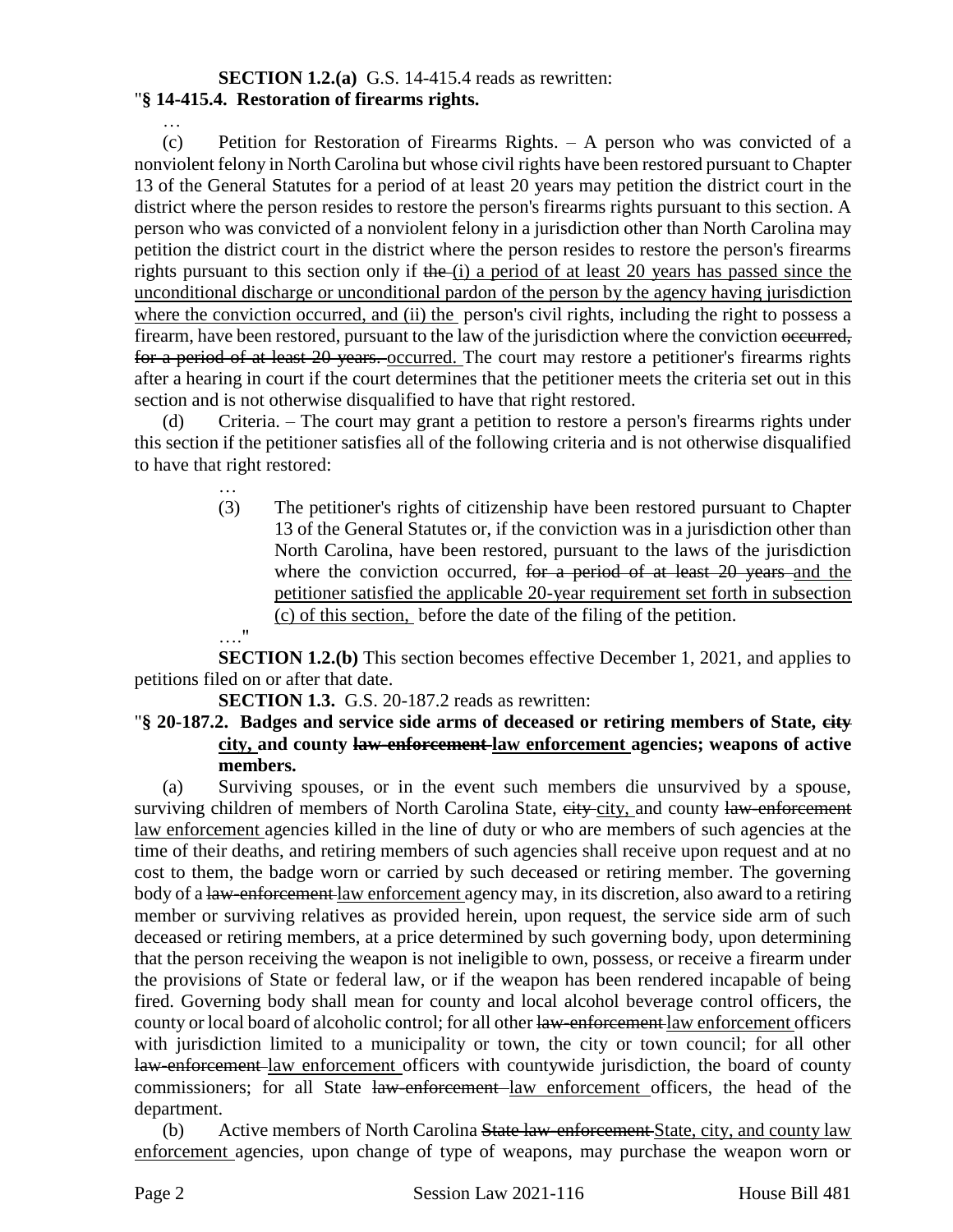**SECTION 1.2.(a)** G.S. 14-415.4 reads as rewritten:

"**§ 14-415.4. Restoration of firearms rights.**

…

(c) Petition for Restoration of Firearms Rights. – A person who was convicted of a nonviolent felony in North Carolina but whose civil rights have been restored pursuant to Chapter 13 of the General Statutes for a period of at least 20 years may petition the district court in the district where the person resides to restore the person's firearms rights pursuant to this section. A person who was convicted of a nonviolent felony in a jurisdiction other than North Carolina may petition the district court in the district where the person resides to restore the person's firearms rights pursuant to this section only if ~~the~~ <u>(i) a period of at least 20 years has passed since the unconditional discharge or unconditional pardon of the person by the agency having jurisdiction where the conviction occurred, and (ii) the</u> person's civil rights, including the right to possess a firearm, have been restored, pursuant to the law of the jurisdiction where the conviction ~~occurred, for a period of at least 20 years.~~ <u>occurred.</u> The court may restore a petitioner's firearms rights after a hearing in court if the court determines that the petitioner meets the criteria set out in this section and is not otherwise disqualified to have that right restored.

(d) Criteria. – The court may grant a petition to restore a person's firearms rights under this section if the petitioner satisfies all of the following criteria and is not otherwise disqualified to have that right restored:

…

(3) The petitioner's rights of citizenship have been restored pursuant to Chapter 13 of the General Statutes or, if the conviction was in a jurisdiction other than North Carolina, have been restored, pursuant to the laws of the jurisdiction where the conviction occurred, ~~for a period of at least 20 years~~ <u>and the petitioner satisfied the applicable 20-year requirement set forth in subsection (c) of this section,</u> before the date of the filing of the petition.

…."

**SECTION 1.2.(b)** This section becomes effective December 1, 2021, and applies to petitions filed on or after that date.

**SECTION 1.3.** G.S. 20-187.2 reads as rewritten:

"**§ 20-187.2. Badges and service side arms of deceased or retiring members of State, ~~city~~ <u>city,</u> and county ~~law-enforcement~~ <u>law enforcement</u> agencies; weapons of active members.**

(a) Surviving spouses, or in the event such members die unsurvived by a spouse, surviving children of members of North Carolina State, ~~city~~ <u>city,</u> and county ~~law-enforcement~~ <u>law enforcement</u> agencies killed in the line of duty or who are members of such agencies at the time of their deaths, and retiring members of such agencies shall receive upon request and at no cost to them, the badge worn or carried by such deceased or retiring member. The governing body of a ~~law-enforcement~~ <u>law enforcement</u> agency may, in its discretion, also award to a retiring member or surviving relatives as provided herein, upon request, the service side arm of such deceased or retiring members, at a price determined by such governing body, upon determining that the person receiving the weapon is not ineligible to own, possess, or receive a firearm under the provisions of State or federal law, or if the weapon has been rendered incapable of being fired. Governing body shall mean for county and local alcohol beverage control officers, the county or local board of alcoholic control; for all other ~~law-enforcement~~ <u>law enforcement</u> officers with jurisdiction limited to a municipality or town, the city or town council; for all other ~~law-enforcement~~ <u>law enforcement</u> officers with countywide jurisdiction, the board of county commissioners; for all State ~~law-enforcement~~ <u>law enforcement</u> officers, the head of the department.

(b) Active members of North Carolina ~~State law-enforcement~~ <u>State, city, and county law enforcement</u> agencies, upon change of type of weapons, may purchase the weapon worn or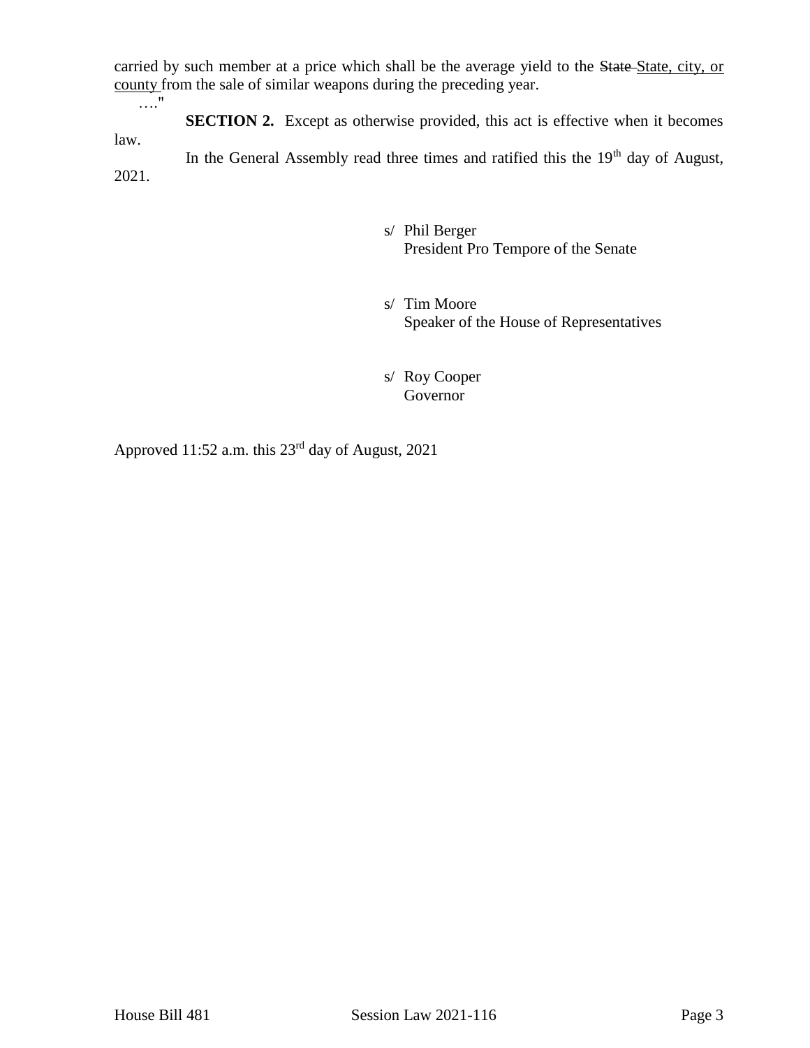carried by such member at a price which shall be the average yield to the ~~State~~ State, city, or county from the sale of similar weapons during the preceding year.

…."

**SECTION 2.** Except as otherwise provided, this act is effective when it becomes law.

In the General Assembly read three times and ratified this the 19th day of August, 2021.

s/ Phil Berger
President Pro Tempore of the Senate

s/ Tim Moore
Speaker of the House of Representatives

s/ Roy Cooper
Governor

Approved 11:52 a.m. this 23rd day of August, 2021